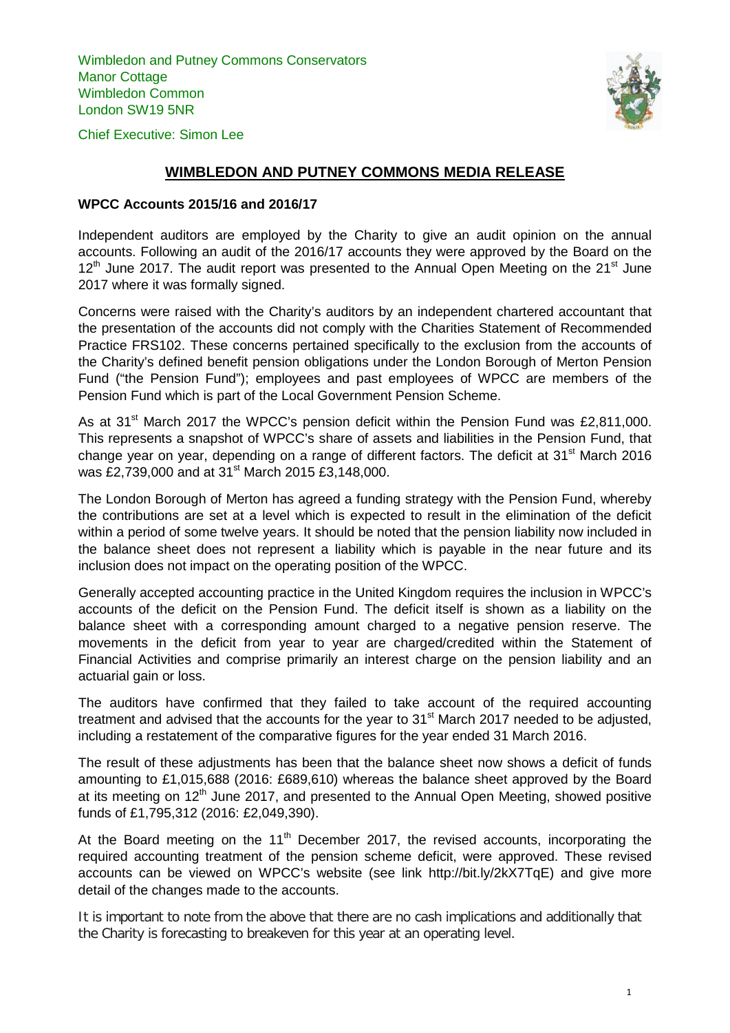Wimbledon and Putney Commons Conservators
Manor Cottage
Wimbledon Common
London SW19 5NR

Chief Executive: Simon Lee

# WIMBLEDON AND PUTNEY COMMONS MEDIA RELEASE

**WPCC Accounts 2015/16 and 2016/17**

Independent auditors are employed by the Charity to give an audit opinion on the annual accounts. Following an audit of the 2016/17 accounts they were approved by the Board on the 12th June 2017. The audit report was presented to the Annual Open Meeting on the 21st June 2017 where it was formally signed.

Concerns were raised with the Charity's auditors by an independent chartered accountant that the presentation of the accounts did not comply with the Charities Statement of Recommended Practice FRS102. These concerns pertained specifically to the exclusion from the accounts of the Charity's defined benefit pension obligations under the London Borough of Merton Pension Fund ("the Pension Fund"); employees and past employees of WPCC are members of the Pension Fund which is part of the Local Government Pension Scheme.

As at 31st March 2017 the WPCC's pension deficit within the Pension Fund was £2,811,000. This represents a snapshot of WPCC's share of assets and liabilities in the Pension Fund, that change year on year, depending on a range of different factors. The deficit at 31st March 2016 was £2,739,000 and at 31st March 2015 £3,148,000.

The London Borough of Merton has agreed a funding strategy with the Pension Fund, whereby the contributions are set at a level which is expected to result in the elimination of the deficit within a period of some twelve years. It should be noted that the pension liability now included in the balance sheet does not represent a liability which is payable in the near future and its inclusion does not impact on the operating position of the WPCC.

Generally accepted accounting practice in the United Kingdom requires the inclusion in WPCC's accounts of the deficit on the Pension Fund. The deficit itself is shown as a liability on the balance sheet with a corresponding amount charged to a negative pension reserve. The movements in the deficit from year to year are charged/credited within the Statement of Financial Activities and comprise primarily an interest charge on the pension liability and an actuarial gain or loss.

The auditors have confirmed that they failed to take account of the required accounting treatment and advised that the accounts for the year to 31st March 2017 needed to be adjusted, including a restatement of the comparative figures for the year ended 31 March 2016.

The result of these adjustments has been that the balance sheet now shows a deficit of funds amounting to £1,015,688 (2016: £689,610) whereas the balance sheet approved by the Board at its meeting on 12th June 2017, and presented to the Annual Open Meeting, showed positive funds of £1,795,312 (2016: £2,049,390).

At the Board meeting on the 11th December 2017, the revised accounts, incorporating the required accounting treatment of the pension scheme deficit, were approved. These revised accounts can be viewed on WPCC's website (see link http://bit.ly/2kX7TqE) and give more detail of the changes made to the accounts.

It is important to note from the above that there are no cash implications and additionally that the Charity is forecasting to breakeven for this year at an operating level.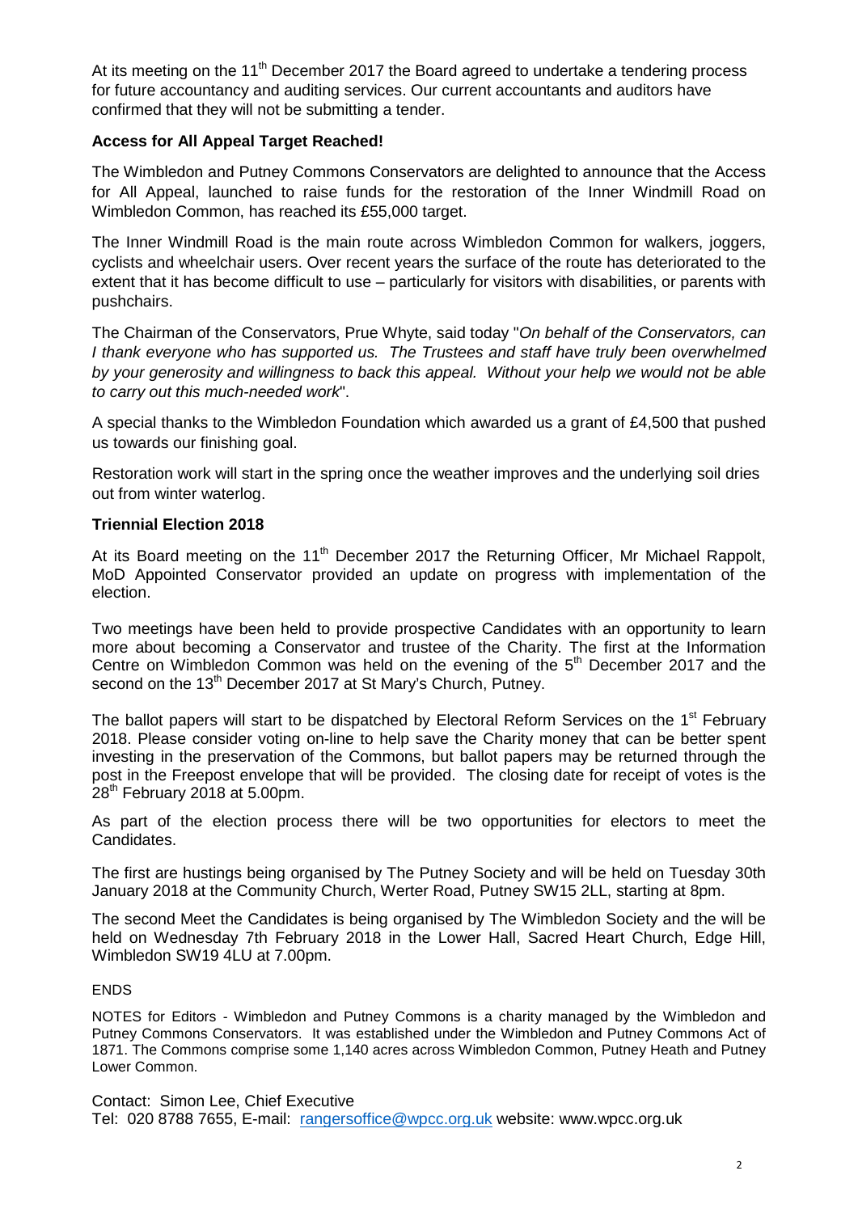At its meeting on the 11th December 2017 the Board agreed to undertake a tendering process for future accountancy and auditing services. Our current accountants and auditors have confirmed that they will not be submitting a tender.

**Access for All Appeal Target Reached!**

The Wimbledon and Putney Commons Conservators are delighted to announce that the Access for All Appeal, launched to raise funds for the restoration of the Inner Windmill Road on Wimbledon Common, has reached its £55,000 target.

The Inner Windmill Road is the main route across Wimbledon Common for walkers, joggers, cyclists and wheelchair users. Over recent years the surface of the route has deteriorated to the extent that it has become difficult to use – particularly for visitors with disabilities, or parents with pushchairs.

The Chairman of the Conservators, Prue Whyte, said today "*On behalf of the Conservators, can I thank everyone who has supported us. The Trustees and staff have truly been overwhelmed by your generosity and willingness to back this appeal. Without your help we would not be able to carry out this much-needed work*".

A special thanks to the Wimbledon Foundation which awarded us a grant of £4,500 that pushed us towards our finishing goal.

Restoration work will start in the spring once the weather improves and the underlying soil dries out from winter waterlog.

**Triennial Election 2018**

At its Board meeting on the 11th December 2017 the Returning Officer, Mr Michael Rappolt, MoD Appointed Conservator provided an update on progress with implementation of the election.

Two meetings have been held to provide prospective Candidates with an opportunity to learn more about becoming a Conservator and trustee of the Charity. The first at the Information Centre on Wimbledon Common was held on the evening of the 5th December 2017 and the second on the 13th December 2017 at St Mary's Church, Putney.

The ballot papers will start to be dispatched by Electoral Reform Services on the 1st February 2018. Please consider voting on-line to help save the Charity money that can be better spent investing in the preservation of the Commons, but ballot papers may be returned through the post in the Freepost envelope that will be provided. The closing date for receipt of votes is the 28th February 2018 at 5.00pm.

As part of the election process there will be two opportunities for electors to meet the Candidates.

The first are hustings being organised by The Putney Society and will be held on Tuesday 30th January 2018 at the Community Church, Werter Road, Putney SW15 2LL, starting at 8pm.

The second Meet the Candidates is being organised by The Wimbledon Society and the will be held on Wednesday 7th February 2018 in the Lower Hall, Sacred Heart Church, Edge Hill, Wimbledon SW19 4LU at 7.00pm.

ENDS

NOTES for Editors - Wimbledon and Putney Commons is a charity managed by the Wimbledon and Putney Commons Conservators. It was established under the Wimbledon and Putney Commons Act of 1871. The Commons comprise some 1,140 acres across Wimbledon Common, Putney Heath and Putney Lower Common.

Contact: Simon Lee, Chief Executive
Tel: 020 8788 7655, E-mail: rangersoffice@wpcc.org.uk website: www.wpcc.org.uk